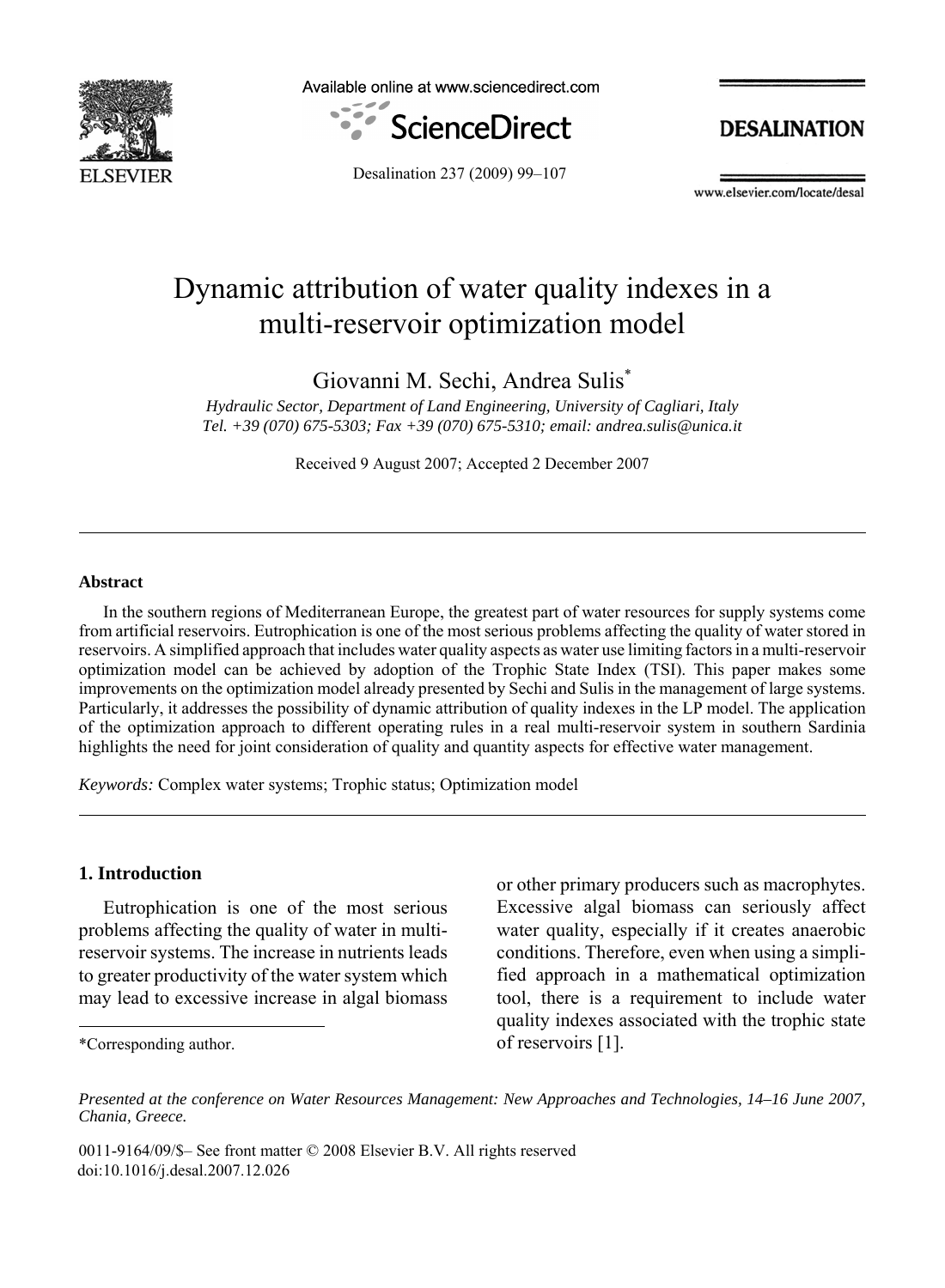# Dynamic attribution of water quality indexes in a multi-reservoir optimization model

Giovanni M. Sechi, Andrea Sulis*

*Hydraulic Sector, Department of Land Engineering, University of Cagliari, Italy*
*Tel. +39 (070) 675-5303; Fax +39 (070) 675-5310; email: andrea.sulis@unica.it*

Received 9 August 2007; Accepted 2 December 2007

## Abstract

In the southern regions of Mediterranean Europe, the greatest part of water resources for supply systems come from artificial reservoirs. Eutrophication is one of the most serious problems affecting the quality of water stored in reservoirs. A simplified approach that includes water quality aspects as water use limiting factors in a multi-reservoir optimization model can be achieved by adoption of the Trophic State Index (TSI). This paper makes some improvements on the optimization model already presented by Sechi and Sulis in the management of large systems. Particularly, it addresses the possibility of dynamic attribution of quality indexes in the LP model. The application of the optimization approach to different operating rules in a real multi-reservoir system in southern Sardinia highlights the need for joint consideration of quality and quantity aspects for effective water management.

*Keywords:* Complex water systems; Trophic status; Optimization model

## 1. Introduction

Eutrophication is one of the most serious problems affecting the quality of water in multi-reservoir systems. The increase in nutrients leads to greater productivity of the water system which may lead to excessive increase in algal biomass or other primary producers such as macrophytes. Excessive algal biomass can seriously affect water quality, especially if it creates anaerobic conditions. Therefore, even when using a simplified approach in a mathematical optimization tool, there is a requirement to include water quality indexes associated with the trophic state of reservoirs [1].

*Corresponding author.

*Presented at the conference on Water Resources Management: New Approaches and Technologies, 14–16 June 2007, Chania, Greece.*

0011-9164/09/$– See front matter © 2008 Elsevier B.V. All rights reserved
doi:10.1016/j.desal.2007.12.026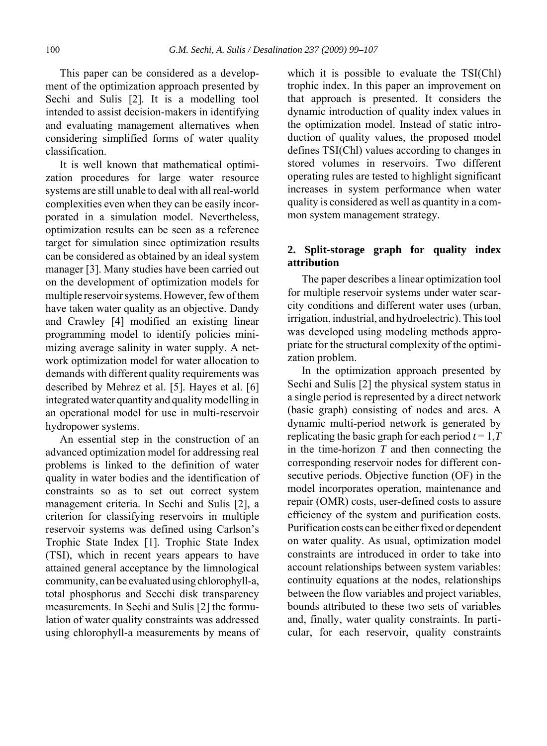This paper can be considered as a development of the optimization approach presented by Sechi and Sulis [2]. It is a modelling tool intended to assist decision-makers in identifying and evaluating management alternatives when considering simplified forms of water quality classification.

It is well known that mathematical optimization procedures for large water resource systems are still unable to deal with all real-world complexities even when they can be easily incorporated in a simulation model. Nevertheless, optimization results can be seen as a reference target for simulation since optimization results can be considered as obtained by an ideal system manager [3]. Many studies have been carried out on the development of optimization models for multiple reservoir systems. However, few of them have taken water quality as an objective. Dandy and Crawley [4] modified an existing linear programming model to identify policies minimizing average salinity in water supply. A network optimization model for water allocation to demands with different quality requirements was described by Mehrez et al. [5]. Hayes et al. [6] integrated water quantity and quality modelling in an operational model for use in multi-reservoir hydropower systems.

An essential step in the construction of an advanced optimization model for addressing real problems is linked to the definition of water quality in water bodies and the identification of constraints so as to set out correct system management criteria. In Sechi and Sulis [2], a criterion for classifying reservoirs in multiple reservoir systems was defined using Carlson's Trophic State Index [1]. Trophic State Index (TSI), which in recent years appears to have attained general acceptance by the limnological community, can be evaluated using chlorophyll-a, total phosphorus and Secchi disk transparency measurements. In Sechi and Sulis [2] the formulation of water quality constraints was addressed using chlorophyll-a measurements by means of which it is possible to evaluate the TSI(Chl) trophic index. In this paper an improvement on that approach is presented. It considers the dynamic introduction of quality index values in the optimization model. Instead of static introduction of quality values, the proposed model defines TSI(Chl) values according to changes in stored volumes in reservoirs. Two different operating rules are tested to highlight significant increases in system performance when water quality is considered as well as quantity in a common system management strategy.

## 2. Split-storage graph for quality index attribution

The paper describes a linear optimization tool for multiple reservoir systems under water scarcity conditions and different water uses (urban, irrigation, industrial, and hydroelectric). This tool was developed using modeling methods appropriate for the structural complexity of the optimization problem.

In the optimization approach presented by Sechi and Sulis [2] the physical system status in a single period is represented by a direct network (basic graph) consisting of nodes and arcs. A dynamic multi-period network is generated by replicating the basic graph for each period $t = 1,T$ in the time-horizon $T$ and then connecting the corresponding reservoir nodes for different consecutive periods. Objective function (OF) in the model incorporates operation, maintenance and repair (OMR) costs, user-defined costs to assure efficiency of the system and purification costs. Purification costs can be either fixed or dependent on water quality. As usual, optimization model constraints are introduced in order to take into account relationships between system variables: continuity equations at the nodes, relationships between the flow variables and project variables, bounds attributed to these two sets of variables and, finally, water quality constraints. In particular, for each reservoir, quality constraints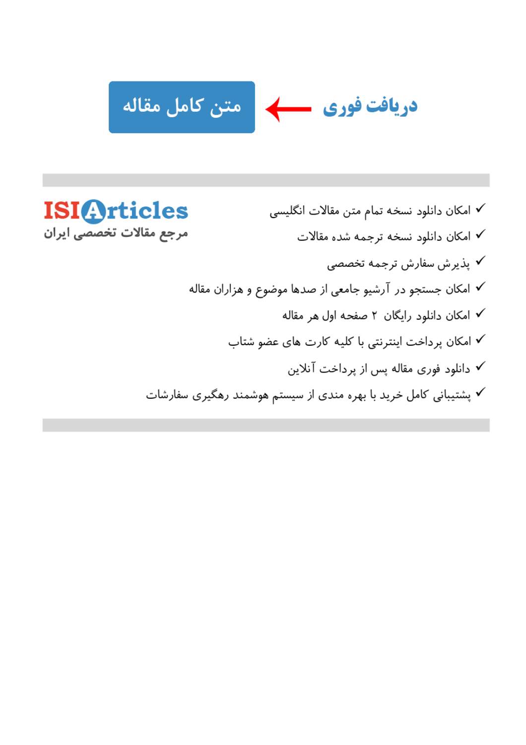دریافت فوری ← **متن کامل مقاله**

**ISIArticles**

مرجع مقالات تخصصی ایران

- ✓ امکان دانلود نسخه تمام متن مقالات انگلیسی
- ✓ امکان دانلود نسخه ترجمه شده مقالات
- ✓ پذیرش سفارش ترجمه تخصصی
- ✓ امکان جستجو در آرشیو جامعی از صدها موضوع و هزاران مقاله
- ✓ امکان دانلود رایگان ۲ صفحه اول هر مقاله
- ✓ امکان پرداخت اینترنتی با کلیه کارت های عضو شتاب
- ✓ دانلود فوری مقاله پس از پرداخت آنلاین
- ✓ پشتیبانی کامل خرید با بهره مندی از سیستم هوشمند رهگیری سفارشات